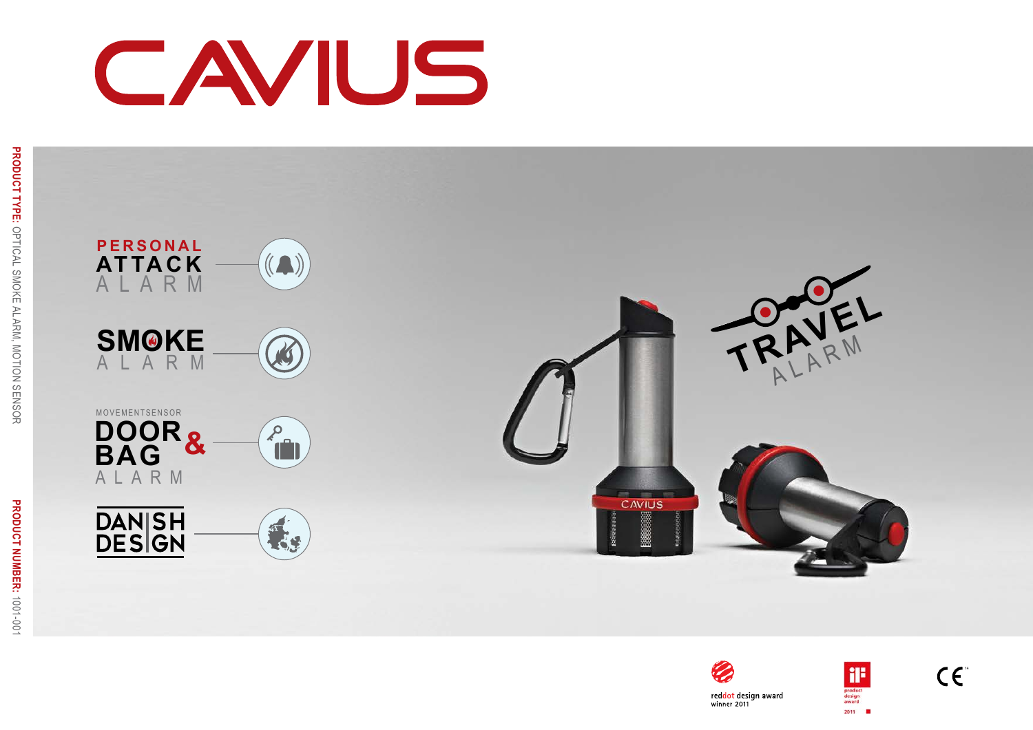# CAVIUS

PRODUCT TYPE: OPTICAL SMOKE ALARM, MOTION SENSOR

PRODUCT NUMBER: 1001-001

**PERSONAL ATTACK** ALARM

**SMOKE** ALARM

MOVEMENTSENSOR **DOOR & BAG** ALARM

**DANISH DESIGN**

**TRAVEL** ALARM

reddot design award winner 2011

iF product design award 2011

CE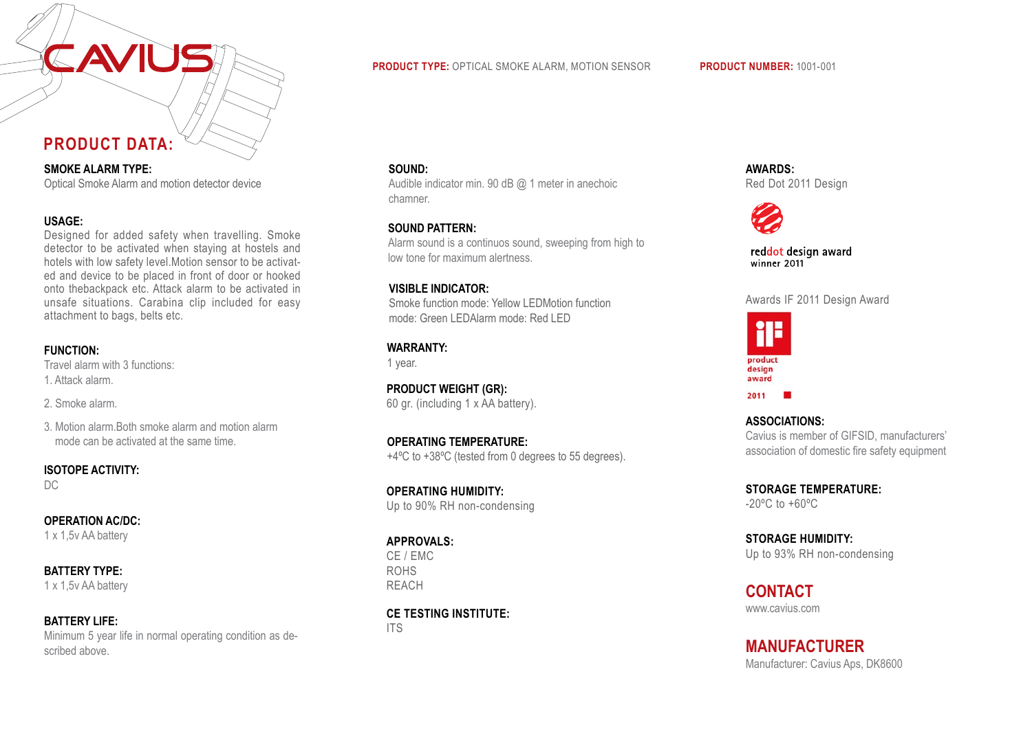**PRODUCT TYPE:** OPTICAL SMOKE ALARM, MOTION SENSOR

**PRODUCT NUMBER:** 1001-001

## PRODUCT DATA:

**SMOKE ALARM TYPE:**
Optical Smoke Alarm and motion detector device

**USAGE:**
Designed for added safety when travelling. Smoke detector to be activated when staying at hostels and hotels with low safety level.Motion sensor to be activated and device to be placed in front of door or hooked onto thebackpack etc. Attack alarm to be activated in unsafe situations. Carabina clip included for easy attachment to bags, belts etc.

**FUNCTION:**
Travel alarm with 3 functions:

1. Attack alarm.
2. Smoke alarm.
3. Motion alarm.Both smoke alarm and motion alarm mode can be activated at the same time.

**ISOTOPE ACTIVITY:**
DC

**OPERATION AC/DC:**
1 x 1,5v AA battery

**BATTERY TYPE:**
1 x 1,5v AA battery

**BATTERY LIFE:**
Minimum 5 year life in normal operating condition as described above.

**SOUND:**
Audible indicator min. 90 dB @ 1 meter in anechoic chamner.

**SOUND PATTERN:**
Alarm sound is a continuos sound, sweeping from high to low tone for maximum alertness.

**VISIBLE INDICATOR:**
Smoke function mode: Yellow LEDMotion function mode: Green LEDAlarm mode: Red LED

**WARRANTY:**
1 year.

**PRODUCT WEIGHT (GR):**
60 gr. (including 1 x AA battery).

**OPERATING TEMPERATURE:**
+4ºC to +38ºC (tested from 0 degrees to 55 degrees).

**OPERATING HUMIDITY:**
Up to 90% RH non-condensing

**APPROVALS:**
CE / EMC
ROHS
REACH

**CE TESTING INSTITUTE:**
ITS

**AWARDS:**
Red Dot 2011 Design

reddot design award
winner 2011

Awards IF 2011 Design Award

product design award 2011

**ASSOCIATIONS:**
Cavius is member of GIFSID, manufacturers' association of domestic fire safety equipment

**STORAGE TEMPERATURE:**
-20ºC to +60ºC

**STORAGE HUMIDITY:**
Up to 93% RH non-condensing

## CONTACT
www.cavius.com

## MANUFACTURER
Manufacturer: Cavius Aps, DK8600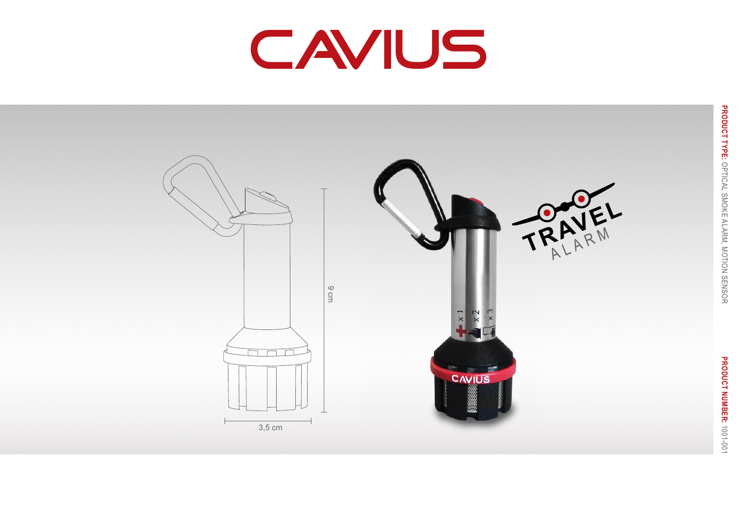# CAVIUS

9 cm

3,5 cm

TRAVEL ALARM

**PRODUCT TYPE:** OPTICAL SMOKE ALARM, MOTION SENSOR

**PRODUCT NUMBER:** 1001-001